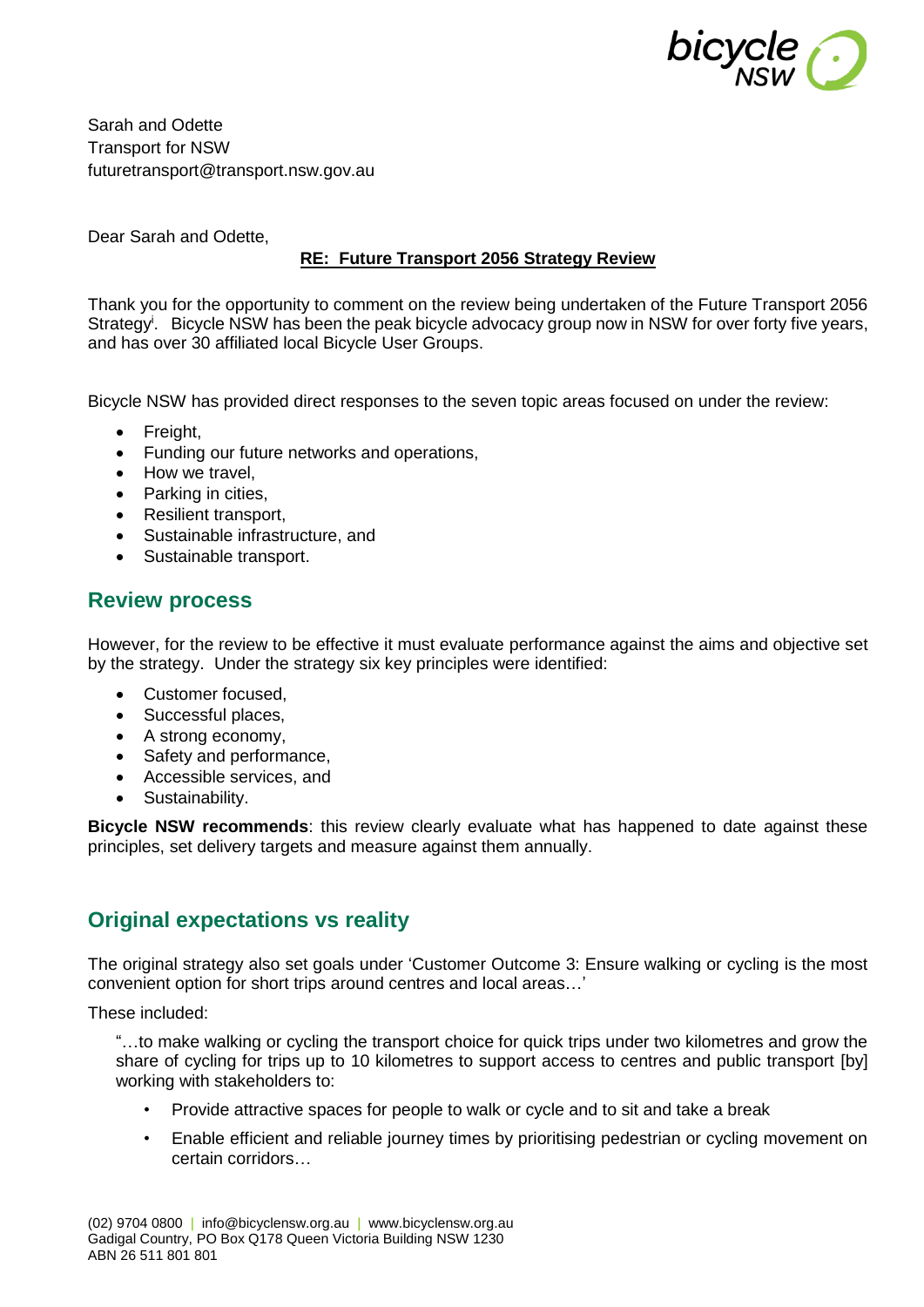Sarah and Odette
Transport for NSW
futuretransport@transport.nsw.gov.au

Dear Sarah and Odette,

**RE: Future Transport 2056 Strategy Review**

Thank you for the opportunity to comment on the review being undertaken of the Future Transport 2056 Strategy[i]. Bicycle NSW has been the peak bicycle advocacy group now in NSW for over forty five years, and has over 30 affiliated local Bicycle User Groups.

Bicycle NSW has provided direct responses to the seven topic areas focused on under the review:

- Freight,
- Funding our future networks and operations,
- How we travel,
- Parking in cities,
- Resilient transport,
- Sustainable infrastructure, and
- Sustainable transport.

## Review process

However, for the review to be effective it must evaluate performance against the aims and objective set by the strategy. Under the strategy six key principles were identified:

- Customer focused,
- Successful places,
- A strong economy,
- Safety and performance,
- Accessible services, and
- Sustainability.

**Bicycle NSW recommends**: this review clearly evaluate what has happened to date against these principles, set delivery targets and measure against them annually.

## Original expectations vs reality

The original strategy also set goals under 'Customer Outcome 3: Ensure walking or cycling is the most convenient option for short trips around centres and local areas…'

These included:

> "…to make walking or cycling the transport choice for quick trips under two kilometres and grow the share of cycling for trips up to 10 kilometres to support access to centres and public transport [by] working with stakeholders to:
>
> - Provide attractive spaces for people to walk or cycle and to sit and take a break
> - Enable efficient and reliable journey times by prioritising pedestrian or cycling movement on certain corridors…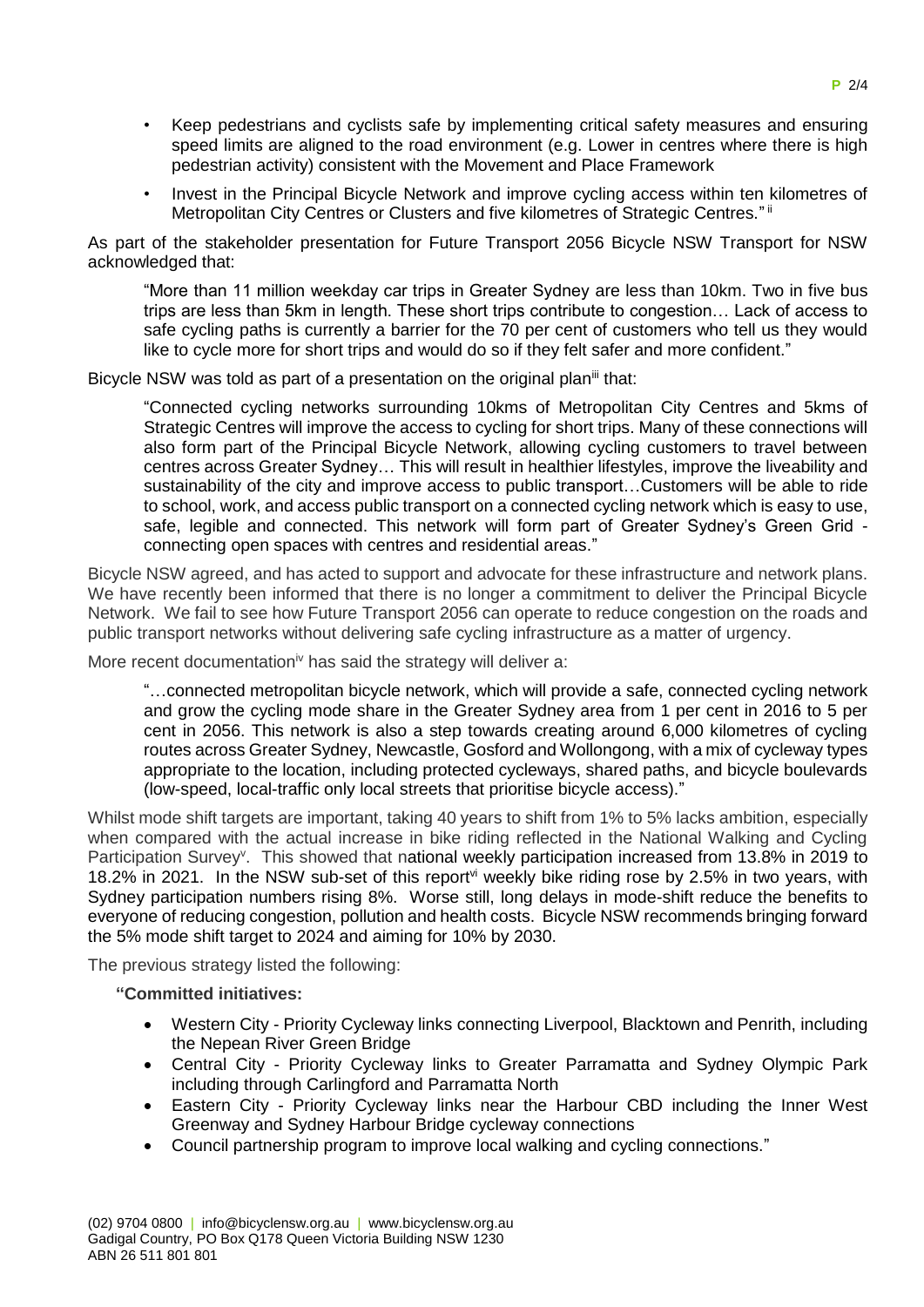- Keep pedestrians and cyclists safe by implementing critical safety measures and ensuring speed limits are aligned to the road environment (e.g. Lower in centres where there is high pedestrian activity) consistent with the Movement and Place Framework
- Invest in the Principal Bicycle Network and improve cycling access within ten kilometres of Metropolitan City Centres or Clusters and five kilometres of Strategic Centres." [ii]

As part of the stakeholder presentation for Future Transport 2056 Bicycle NSW Transport for NSW acknowledged that:

> "More than 11 million weekday car trips in Greater Sydney are less than 10km. Two in five bus trips are less than 5km in length. These short trips contribute to congestion… Lack of access to safe cycling paths is currently a barrier for the 70 per cent of customers who tell us they would like to cycle more for short trips and would do so if they felt safer and more confident."

Bicycle NSW was told as part of a presentation on the original plan[iii] that:

> "Connected cycling networks surrounding 10kms of Metropolitan City Centres and 5kms of Strategic Centres will improve the access to cycling for short trips. Many of these connections will also form part of the Principal Bicycle Network, allowing cycling customers to travel between centres across Greater Sydney… This will result in healthier lifestyles, improve the liveability and sustainability of the city and improve access to public transport…Customers will be able to ride to school, work, and access public transport on a connected cycling network which is easy to use, safe, legible and connected. This network will form part of Greater Sydney's Green Grid - connecting open spaces with centres and residential areas."

Bicycle NSW agreed, and has acted to support and advocate for these infrastructure and network plans. We have recently been informed that there is no longer a commitment to deliver the Principal Bicycle Network. We fail to see how Future Transport 2056 can operate to reduce congestion on the roads and public transport networks without delivering safe cycling infrastructure as a matter of urgency.

More recent documentation[iv] has said the strategy will deliver a:

> "…connected metropolitan bicycle network, which will provide a safe, connected cycling network and grow the cycling mode share in the Greater Sydney area from 1 per cent in 2016 to 5 per cent in 2056. This network is also a step towards creating around 6,000 kilometres of cycling routes across Greater Sydney, Newcastle, Gosford and Wollongong, with a mix of cycleway types appropriate to the location, including protected cycleways, shared paths, and bicycle boulevards (low-speed, local-traffic only local streets that prioritise bicycle access)."

Whilst mode shift targets are important, taking 40 years to shift from 1% to 5% lacks ambition, especially when compared with the actual increase in bike riding reflected in the National Walking and Cycling Participation Survey[v]. This showed that national weekly participation increased from 13.8% in 2019 to 18.2% in 2021. In the NSW sub-set of this report[vi] weekly bike riding rose by 2.5% in two years, with Sydney participation numbers rising 8%. Worse still, long delays in mode-shift reduce the benefits to everyone of reducing congestion, pollution and health costs. Bicycle NSW recommends bringing forward the 5% mode shift target to 2024 and aiming for 10% by 2030.

The previous strategy listed the following:

**"Committed initiatives:**

- Western City - Priority Cycleway links connecting Liverpool, Blacktown and Penrith, including the Nepean River Green Bridge
- Central City - Priority Cycleway links to Greater Parramatta and Sydney Olympic Park including through Carlingford and Parramatta North
- Eastern City - Priority Cycleway links near the Harbour CBD including the Inner West Greenway and Sydney Harbour Bridge cycleway connections
- Council partnership program to improve local walking and cycling connections."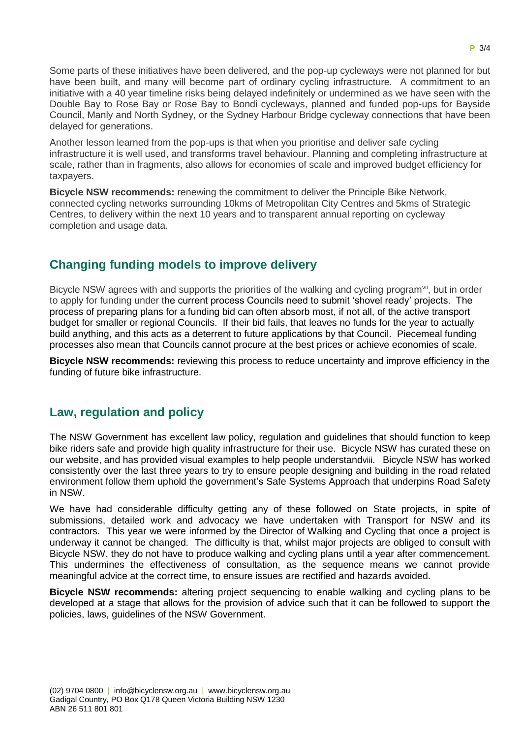Some parts of these initiatives have been delivered, and the pop-up cycleways were not planned for but have been built, and many will become part of ordinary cycling infrastructure. A commitment to an initiative with a 40 year timeline risks being delayed indefinitely or undermined as we have seen with the Double Bay to Rose Bay or Rose Bay to Bondi cycleways, planned and funded pop-ups for Bayside Council, Manly and North Sydney, or the Sydney Harbour Bridge cycleway connections that have been delayed for generations.

Another lesson learned from the pop-ups is that when you prioritise and deliver safe cycling infrastructure it is well used, and transforms travel behaviour. Planning and completing infrastructure at scale, rather than in fragments, also allows for economies of scale and improved budget efficiency for taxpayers.

**Bicycle NSW recommends:** renewing the commitment to deliver the Principle Bike Network, connected cycling networks surrounding 10kms of Metropolitan City Centres and 5kms of Strategic Centres, to delivery within the next 10 years and to transparent annual reporting on cycleway completion and usage data.

## Changing funding models to improve delivery

Bicycle NSW agrees with and supports the priorities of the walking and cycling program[vii], but in order to apply for funding under the current process Councils need to submit 'shovel ready' projects. The process of preparing plans for a funding bid can often absorb most, if not all, of the active transport budget for smaller or regional Councils. If their bid fails, that leaves no funds for the year to actually build anything, and this acts as a deterrent to future applications by that Council. Piecemeal funding processes also mean that Councils cannot procure at the best prices or achieve economies of scale.

**Bicycle NSW recommends:** reviewing this process to reduce uncertainty and improve efficiency in the funding of future bike infrastructure.

## Law, regulation and policy

The NSW Government has excellent law policy, regulation and guidelines that should function to keep bike riders safe and provide high quality infrastructure for their use. Bicycle NSW has curated these on our website, and has provided visual examples to help people understand[viii]. Bicycle NSW has worked consistently over the last three years to try to ensure people designing and building in the road related environment follow them uphold the government's Safe Systems Approach that underpins Road Safety in NSW.

We have had considerable difficulty getting any of these followed on State projects, in spite of submissions, detailed work and advocacy we have undertaken with Transport for NSW and its contractors. This year we were informed by the Director of Walking and Cycling that once a project is underway it cannot be changed. The difficulty is that, whilst major projects are obliged to consult with Bicycle NSW, they do not have to produce walking and cycling plans until a year after commencement. This undermines the effectiveness of consultation, as the sequence means we cannot provide meaningful advice at the correct time, to ensure issues are rectified and hazards avoided.

**Bicycle NSW recommends:** altering project sequencing to enable walking and cycling plans to be developed at a stage that allows for the provision of advice such that it can be followed to support the policies, laws, guidelines of the NSW Government.

(02) 9704 0800 | info@bicyclensw.org.au | www.bicyclensw.org.au
Gadigal Country, PO Box Q178 Queen Victoria Building NSW 1230
ABN 26 511 801 801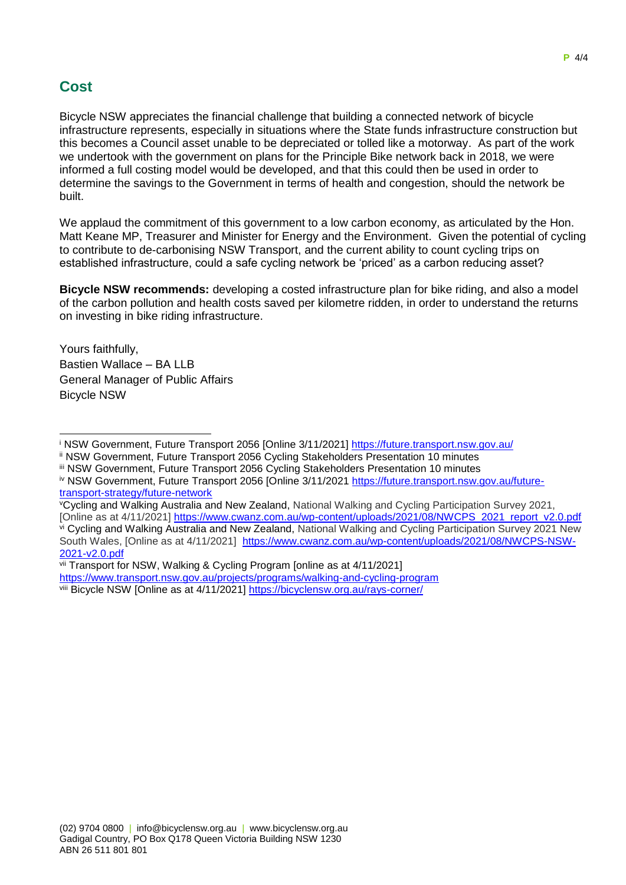## Cost

Bicycle NSW appreciates the financial challenge that building a connected network of bicycle infrastructure represents, especially in situations where the State funds infrastructure construction but this becomes a Council asset unable to be depreciated or tolled like a motorway. As part of the work we undertook with the government on plans for the Principle Bike network back in 2018, we were informed a full costing model would be developed, and that this could then be used in order to determine the savings to the Government in terms of health and congestion, should the network be built.

We applaud the commitment of this government to a low carbon economy, as articulated by the Hon. Matt Keane MP, Treasurer and Minister for Energy and the Environment. Given the potential of cycling to contribute to de-carbonising NSW Transport, and the current ability to count cycling trips on established infrastructure, could a safe cycling network be 'priced' as a carbon reducing asset?

**Bicycle NSW recommends:** developing a costed infrastructure plan for bike riding, and also a model of the carbon pollution and health costs saved per kilometre ridden, in order to understand the returns on investing in bike riding infrastructure.

Yours faithfully,
Bastien Wallace – BA LLB
General Manager of Public Affairs
Bicycle NSW

---

[i] NSW Government, Future Transport 2056 [Online 3/11/2021] https://future.transport.nsw.gov.au/

[ii] NSW Government, Future Transport 2056 Cycling Stakeholders Presentation 10 minutes

[iii] NSW Government, Future Transport 2056 Cycling Stakeholders Presentation 10 minutes

[iv] NSW Government, Future Transport 2056 [Online 3/11/2021 https://future.transport.nsw.gov.au/future-transport-strategy/future-network

[v] Cycling and Walking Australia and New Zealand, National Walking and Cycling Participation Survey 2021, [Online as at 4/11/2021] https://www.cwanz.com.au/wp-content/uploads/2021/08/NWCPS_2021_report_v2.0.pdf

[vi] Cycling and Walking Australia and New Zealand, National Walking and Cycling Participation Survey 2021 New South Wales, [Online as at 4/11/2021] https://www.cwanz.com.au/wp-content/uploads/2021/08/NWCPS-NSW-2021-v2.0.pdf

[vii] Transport for NSW, Walking & Cycling Program [online as at 4/11/2021] https://www.transport.nsw.gov.au/projects/programs/walking-and-cycling-program

[viii] Bicycle NSW [Online as at 4/11/2021] https://bicyclensw.org.au/rays-corner/

(02) 9704 0800 | info@bicyclensw.org.au | www.bicyclensw.org.au
Gadigal Country, PO Box Q178 Queen Victoria Building NSW 1230
ABN 26 511 801 801